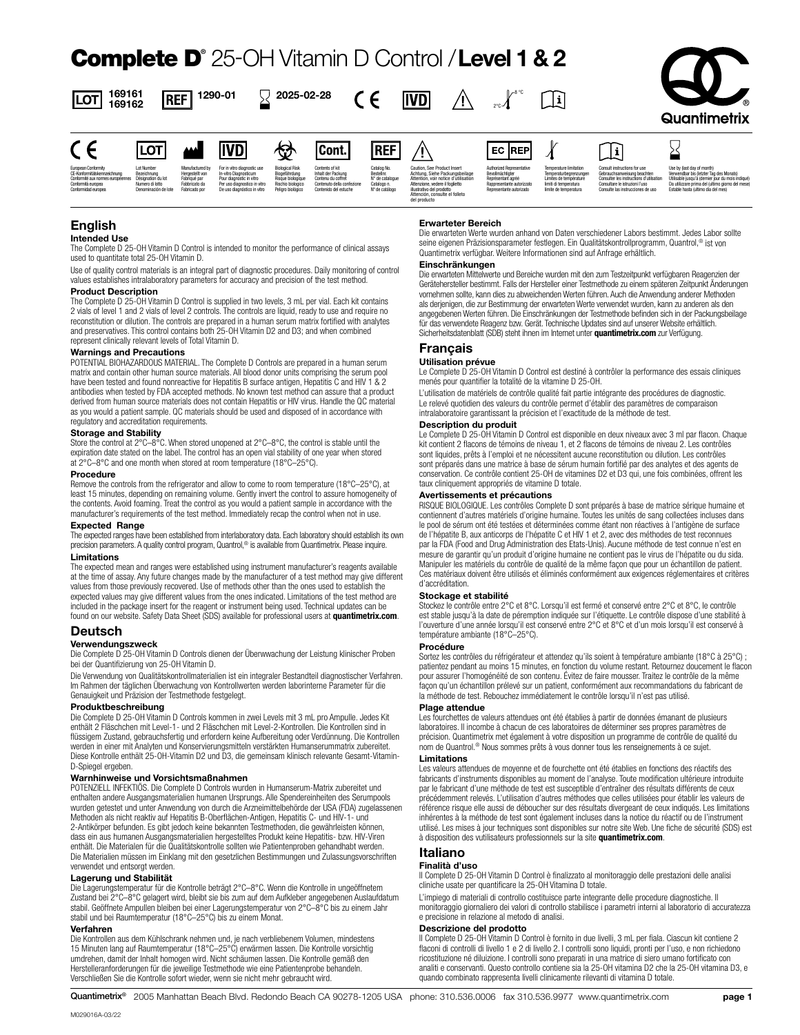# Complete D® 25-OH Vitamin D Control / Level 1 & 2

LOT 169161 169162 REF 1290-01 2025-02-28 CE IVD 2°C–8°C

Quantimetrix®

| CE | LOT | | IVD | | Cont. | REF | | EC REP | | | |
|---|---|---|---|---|---|---|---|---|---|---|---|
| European Conformity<br>CE-Konformitätskennzeichnung<br>Conforme aux normes européennes<br>Conformità europea<br>Conformidad europea | Lot Number<br>Bezeichnung<br>Désignation du lot<br>Numero di lotto<br>Denominación de lote | Manufactured by<br>Hergestellt von<br>Fabriqué par<br>Fabbricato da<br>Fabricado por | For in vitro diagnostic use<br>In-vitro Diagnosticum<br>Pour diagnostic in vitro<br>Per uso diagnostico in vitro<br>De uso diagnóstico in vitro | Biological Risk<br>Biogefährdung<br>Risque biologique<br>Rischio biologico<br>Peligro biológico | Contents of kit<br>Inhalt der Packung<br>Contenu du coffret<br>Contenuto della confezione<br>Contenido del estuche | Catalog No.<br>Bestellnr.<br>N° de catalogue<br>Catalogo n.<br>N° de catálogo | Caution, See Product Insert<br>Achtung, Siehe Packungsbeilage<br>Attention, voir notice d'utilisation<br>Attenzione, vedere il foglietto illustrativo del prodotto<br>Atención, consulte el folleto del producto | Authorized Representative<br>Bevollmächtigter<br>Représentant agréé<br>Rappresentante autorizzato<br>Representante autorizado | Temperature limitation<br>Temperaturbegrenzungen<br>Limites de température<br>limiti di temperatura<br>límite de temperatura | Consult instructions for use<br>Gebrauchsanweisung beachten<br>Consulter les instructions d'utilisation<br>Consultare le istruzioni d'uso<br>Consulte las instrucciones de uso | Use by (last day of month)<br>Verwendbar bis (letzter Tag des Monats)<br>Utilisable jusqu'à (dernier jour du mois indiqué)<br>Da utilizzare prima del (ultimo giorno del mese)<br>Estable hasta (último día del mes) |

## English

### Intended Use

The Complete D 25-OH Vitamin D Control is intended to monitor the performance of clinical assays used to quantitate total 25-OH Vitamin D.

Use of quality control materials is an integral part of diagnostic procedures. Daily monitoring of control values establishes intralaboratory parameters for accuracy and precision of the test method.

### Product Description

The Complete D 25-OH Vitamin D Control is supplied in two levels, 3 mL per vial. Each kit contains 2 vials of level 1 and 2 vials of level 2 controls. The controls are liquid, ready to use and require no reconstitution or dilution. The controls are prepared in a human serum matrix fortified with analytes and preservatives. This control contains both 25-OH Vitamin D2 and D3; and when combined represent clinically relevant levels of Total Vitamin D.

### Warnings and Precautions

POTENTIAL BIOHAZARDOUS MATERIAL. The Complete D Controls are prepared in a human serum matrix and contain other human source materials. All blood donor units comprising the serum pool have been tested and found nonreactive for Hepatitis B surface antigen, Hepatitis C and HIV 1 & 2 antibodies when tested by FDA accepted methods. No known test method can assure that a product derived from human source materials does not contain Hepatitis or HIV virus. Handle the QC material as you would a patient sample. QC materials should be used and disposed of in accordance with regulatory and accreditation requirements.

### Storage and Stability

Store the control at 2°C–8°C. When stored unopened at 2°C–8°C, the control is stable until the expiration date stated on the label. The control has an open vial stability of one year when stored at 2°C–8°C and one month when stored at room temperature (18°C–25°C).

### Procedure

Remove the controls from the refrigerator and allow to come to room temperature (18°C–25°C), at least 15 minutes, depending on remaining volume. Gently invert the control to assure homogeneity of the contents. Avoid foaming. Treat the control as you would a patient sample in accordance with the manufacturer's requirements of the test method. Immediately recap the control when not in use.

### Expected Range

The expected ranges have been established from interlaboratory data. Each laboratory should establish its own precision parameters. A quality control program, Quantrol,® is available from Quantimetrix. Please inquire.

### Limitations

The expected mean and ranges were established using instrument manufacturer's reagents available at time of assay. Any future changes made by the manufacturer of a test method may give different values from those previously recovered. Use of methods other than the ones used to establish the expected values may give different values from the ones indicated. Limitations of the test method are included in the package insert for the reagent or instrument being used. Technical updates can be found on our website. Safety Data Sheet (SDS) available for professional users at **quantimetrix.com**.

## Deutsch

### Verwendungszweck

Die Complete D 25-OH Vitamin D Controls dienen der Überwachung der Leistung klinischer Proben bei der Quantifizierung von 25-OH Vitamin D.

Die Verwendung von Qualitätskontrollmaterialien ist ein integraler Bestandteil diagnostischer Verfahren. Im Rahmen der täglichen Überwachung von Kontrollwerten werden laborinterne Parameter für die Genauigkeit und Präzision der Testmethode festgelegt.

### Produktbeschreibung

Die Complete D 25-OH Vitamin D Controls kommen in zwei Levels mit 3 mL pro Ampulle. Jedes Kit enthält 2 Fläschchen mit Level-1- und 2 Fläschchen mit Level-2-Kontrollen. Die Kontrollen sind in flüssigem Zustand, gebrauchsfertig und erfordern keine Aufbereitung oder Verdünnung. Die Kontrollen werden in einer mit Analyten und Konservierungsmitteln verstärkten Humanserummatrix zubereitet. Diese Kontrolle enthält 25-OH-Vitamin D2 und D3, die gemeinsam klinisch relevante Gesamt-Vitamin-D-Spiegel ergeben.

### Warnhinweise und Vorsichtsmaßnahmen

POTENZIELL INFEKTIÖS. Die Complete D Controls wurden in Humanserum-Matrix zubereitet und enthalten andere Ausgangsmaterialien humanen Ursprungs. Alle Spendereinheiten des Serumpools wurden getestet und unter Anwendung von durch die Arzneimittelbehörde der USA (FDA) zugelassenen Methoden als nicht reaktiv auf Hepatitis B-Oberflächen-Antigen, Hepatitis C- und HIV-1- und 2-Antikörper befunden. Es gibt jedoch keine bekannten Testmethoden, die gewährleisten können, dass ein aus humanen Ausgangsmaterialien hergestelltes Produkt keine Hepatitis- bzw. HIV-Viren enthält. Die Materialien für die Qualitätskontrolle sollten wie Patientenproben gehandhabt werden. Die Materialien müssen im Einklang mit den gesetzlichen Bestimmungen und Zulassungsvorschriften verwendet und entsorgt werden.

### Lagerung und Stabilität

Die Lagerungstemperatur für die Kontrolle beträgt 2°C–8°C. Wenn die Kontrolle in ungeöffnetem Zustand bei 2°C–8°C gelagert wird, bleibt sie bis zum auf dem Aufkleber angegebenen Auslaufdatum stabil. Geöffnete Ampullen bleiben bei einer Lagerungstemperatur von 2°C–8°C bis zu einem Jahr stabil und bei Raumtemperatur (18°C–25°C) bis zu einem Monat.

### Verfahren

Die Kontrollen aus dem Kühlschrank nehmen und, je nach verbliebenem Volumen, mindestens 15 Minuten lang auf Raumtemperatur (18°C–25°C) erwärmen lassen. Die Kontrolle vorsichtig umdrehen, damit der Inhalt homogen wird. Nicht schäumen lassen. Die Kontrolle gemäß den Herstelleranforderungen für die jeweilige Testmethode wie eine Patientenprobe behandeln. Verschließen Sie die Kontrolle sofort wieder, wenn sie nicht mehr gebraucht wird.

### Erwarteter Bereich

Die erwarteten Werte wurden anhand von Daten verschiedener Labors bestimmt. Jedes Labor sollte seine eigenen Präzisionsparameter festlegen. Ein Qualitätskontrollprogramm, Quantrol,® ist von Quantimetrix verfügbar. Weitere Informationen sind auf Anfrage erhältlich.

### Einschränkungen

Die erwarteten Mittelwerte und Bereiche wurden mit den zum Testzeitpunkt verfügbaren Reagenzien der Gerätehersteller bestimmt. Falls der Hersteller einer Testmethode zu einem späteren Zeitpunkt Änderungen vornehmen sollte, kann dies zu abweichenden Werten führen. Auch die Anwendung anderer Methoden als derjenigen, die zur Bestimmung der erwarteten Werte verwendet wurden, kann zu anderen als den angegebenen Werten führen. Die Einschränkungen der Testmethode befinden sich in der Packungsbeilage für das verwendete Reagenz bzw. Gerät. Technische Updates sind auf unserer Website erhältlich. Sicherheitsdatenblatt (SDB) steht ihnen im Internet unter **quantimetrix.com** zur Verfügung.

## Français

### Utilisation prévue

Le Complete D 25-OH Vitamin D Control est destiné à contrôler la performance des essais cliniques menés pour quantifier la totalité de la vitamine D 25-OH.

L'utilisation de matériels de contrôle qualité fait partie intégrante des procédures de diagnostic. Le relevé quotidien des valeurs du contrôle permet d'établir des paramètres de comparaison intralaboratoire garantissant la précision et l'exactitude de la méthode de test.

### Description du produit

Le Complete D 25-OH Vitamin D Control est disponible en deux niveaux avec 3 ml par flacon. Chaque kit contient 2 flacons de témoins de niveau 1, et 2 flacons de témoins de niveau 2. Les contrôles sont liquides, prêts à l'emploi et ne nécessitent aucune reconstitution ou dilution. Les contrôles sont préparés dans une matrice à base de sérum humain fortifié par des analytes et des agents de conservation. Ce contrôle contient 25-OH de vitamines D2 et D3 qui, une fois combinées, offrent les taux cliniquement appropriés de vitamine D totale.

### Avertissements et précautions

RISQUE BIOLOGIQUE. Les contrôles Complete D sont préparés à base de matrice sérique humaine et contiennent d'autres matériels d'origine humaine. Toutes les unités de sang collectées incluses dans le pool de sérum ont été testées et déterminées comme étant non réactives à l'antigène de surface de l'hépatite B, aux anticorps de l'hépatite C et HIV 1 et 2, avec des méthodes de test reconnues par la FDA (Food and Drug Administration des Etats-Unis). Aucune méthode de test connue n'est en mesure de garantir qu'un produit d'origine humaine ne contient pas le virus de l'hépatite ou du sida. Manipuler les matériels du contrôle de qualité de la même façon que pour un échantillon de patient. Ces matériaux doivent être utilisés et éliminés conformément aux exigences réglementaires et critères d'accréditation.

### Stockage et stabilité

Stockez le contrôle entre 2°C et 8°C. Lorsqu'il est fermé et conservé entre 2°C et 8°C, le contrôle est stable jusqu'à la date de péremption indiquée sur l'étiquette. Le contrôle dispose d'une stabilité à l'ouverture d'une année lorsqu'il est conservé entre 2°C et 8°C et d'un mois lorsqu'il est conservé à température ambiante (18°C–25°C).

### Procédure

Sortez les contrôles du réfrigérateur et attendez qu'ils soient à température ambiante (18°C à 25°C) ; patientez pendant au moins 15 minutes, en fonction du volume restant. Retournez doucement le flacon pour assurer l'homogénéité de son contenu. Évitez de faire mousser. Traitez le contrôle de la même façon qu'un échantillon prélevé sur un patient, conformément aux recommandations du fabricant de la méthode de test. Rebouchez immédiatement le contrôle lorsqu'il n'est pas utilisé.

### Plage attendue

Les fourchettes de valeurs attendues ont été établies à partir de données émanant de plusieurs laboratoires. Il incombe à chacun de ces laboratoires de déterminer ses propres paramètres de précision. Quantimetrix met également à votre disposition un programme de contrôle de qualité du nom de Quantrol.® Nous sommes prêts à vous donner tous les renseignements à ce sujet.

### Limitations

Les valeurs attendues de moyenne et de fourchette ont été établies en fonctions des réactifs des fabricants d'instruments disponibles au moment de l'analyse. Toute modification ultérieure introduite par le fabricant d'une méthode de test est susceptible d'entraîner des résultats différents de ceux précédemment relevés. L'utilisation d'autres méthodes que celles utilisées pour établir les valeurs de référence risque elle aussi de déboucher sur des résultats divergeant de ceux indiqués. Les limitations inhérentes à la méthode de test sont également incluses dans la notice du réactif ou de l'instrument utilisé. Les mises à jour techniques sont disponibles sur notre site Web. Une fiche de sécurité (SDS) est à disposition des vutilisateurs professionnels sur la site **quantimetrix.com**.

## Italiano

### Finalità d'uso

Il Complete D 25-OH Vitamin D Control è finalizzato al monitoraggio delle prestazioni delle analisi cliniche usate per quantificare la 25-OH Vitamina D totale.

L'impiego di materiali di controllo costituisce parte integrante delle procedure diagnostiche. Il monitoraggio giornaliero dei valori di controllo stabilisce i parametri interni al laboratorio di accuratezza e precisione in relazione al metodo di analisi.

### Descrizione del prodotto

Il Complete D 25-OH Vitamin D Control è fornito in due livelli, 3 mL per fiala. Ciascun kit contiene 2 flaconi di controlli di livello 1 e 2 di livello 2. I controlli sono liquidi, pronti per l'uso, e non richiedono ricostituzione né diluizione. I controlli sono preparati in una matrice di siero umano fortificato con analiti e conservanti. Questo controllo contiene sia la 25-OH vitamina D2 che la 25-OH vitamina D3, e quando combinato rappresenta livelli clinicamente rilevanti di vitamina D totale.

Quantimetrix® 2005 Manhattan Beach Blvd. Redondo Beach CA 90278-1205 USA phone: 310.536.0006 fax 310.536.9977 www.quantimetrix.com

M029016A-03/22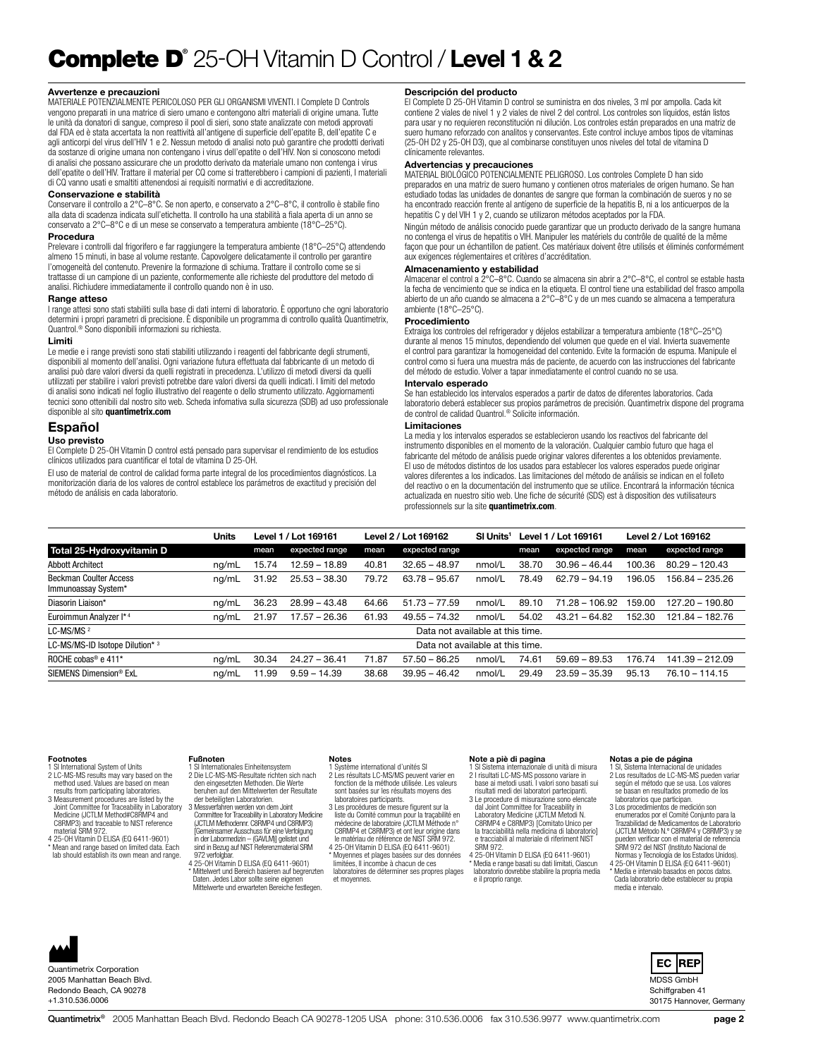# Complete D® 25-OH Vitamin D Control / Level 1 & 2

**Avvertenze e precauzioni**
MATERIALE POTENZIALMENTE PERICOLOSO PER GLI ORGANISMI VIVENTI. I Complete D Controls vengono preparati in una matrice di siero umano e contengono altri materiali di origine umana. Tutte le unità da donatori di sangue, compreso il pool di sieri, sono state analizzate con metodi approvati dal FDA ed è stata accertata la non reattività all'antigene di superficie dell'epatite B, dell'epatite C e agli anticorpi del virus dell'HIV 1 e 2. Nessun metodo di analisi noto può garantire che prodotti derivati da sostanze di origine umana non contengano i virus dell'epatite o dell'HIV. Non si conoscono metodi di analisi che possano assicurare che un prodotto derivato da materiale umano non contenga i virus dell'epatite o dell'HIV. Trattare il material per CQ come si tratterebbero i campioni di pazienti, I materiali di CQ vanno usati e smaltiti attenendosi ai requisiti normativi e di accreditazione.

**Conservazione e stabilità**
Conservare il controllo a 2°C–8°C. Se non aperto, e conservato a 2°C–8°C, il controllo è stabile fino alla data di scadenza indicata sull'etichetta. Il controllo ha una stabilità a fiala aperta di un anno se conservato a 2°C–8°C e di un mese se conservato a temperatura ambiente (18°C–25°C).

**Procedura**
Prelevare i controlli dal frigorifero e far raggiungere la temperatura ambiente (18°C–25°C) attendendo almeno 15 minuti, in base al volume restante. Capovolgere delicatamente il controllo per garantire l'omogeneità del contenuto. Prevenire la formazione di schiuma. Trattare il controllo come se si trattasse di un campione di un paziente, conformemente alle richieste del produttore del metodo di analisi. Richiudere immediatamente il controllo quando non è in uso.

**Range atteso**
I range attesi sono stati stabiliti sulla base di dati interni di laboratorio. È opportuno che ogni laboratorio determini i propri parametri di precisione. È disponibile un programma di controllo qualità Quantimetrix, Quantrol.® Sono disponibili informazioni su richiesta.

**Limiti**
Le medie e i range previsti sono stati stabiliti utilizzando i reagenti del fabbricante degli strumenti, disponibili al momento dell'analisi. Ogni variazione futura effettuata dal fabbricante di un metodo di analisi può dare valori diversi da quelli registrati in precedenza. L'utilizzo di metodi diversi da quelli utilizzati per stabilire i valori previsti potrebbe dare valori diversi da quelli indicati. I limiti del metodo di analisi sono indicati nel foglio illustrativo del reagente o dello strumento utilizzato. Aggiornamenti tecnici sono ottenibili dal nostro sito web. Scheda infomativa sulla sicurezza (SDB) ad uso professionale disponibile al sito **quantimetrix.com**

## Español

**Uso previsto**
El Complete D 25-OH Vitamin D control está pensado para supervisar el rendimiento de los estudios clínicos utilizados para cuantificar el total de vitamina D 25-OH.

El uso de material de control de calidad forma parte integral de los procedimientos diagnósticos. La monitorización diaria de los valores de control establece los parámetros de exactitud y precisión del método de análisis en cada laboratorio.

**Descripción del producto**
El Complete D 25-OH Vitamin D control se suministra en dos niveles, 3 ml por ampolla. Cada kit contiene 2 viales de nivel 1 y 2 viales de nivel 2 del control. Los controles son líquidos, están listos para usar y no requieren reconstitución ni dilución. Los controles están preparados en una matriz de suero humano reforzado con analitos y conservantes. Este control incluye ambos tipos de vitaminas (25-OH D2 y 25-OH D3), que al combinarse constituyen unos niveles del total de vitamina D clínicamente relevantes.

**Advertencias y precauciones**
MATERIAL BIOLÓGICO POTENCIALMENTE PELIGROSO. Los controles Complete D han sido preparados en una matriz de suero humano y contienen otros materiales de origen humano. Se han estudiado todas las unidades de donantes de sangre que forman la combinación de sueros y no se ha encontrado reacción frente al antígeno de superficie de la hepatitis B, ni a los anticuerpos de la hepatitis C y del VIH 1 y 2, cuando se utilizaron métodos aceptados por la FDA.

Ningún método de análisis conocido puede garantizar que un producto derivado de la sangre humana no contenga el virus de hepatitis o VIH. Manipuler les matériels du contrôle de qualité de la même façon que pour un échantillon de patient. Ces matériaux doivent être utilisés et éliminés conformément aux exigences réglementaires et critères d'accréditation.

**Almacenamiento y estabilidad**
Almacenar el control a 2°C–8°C. Cuando se almacena sin abrir a 2°C–8°C, el control se estable hasta la fecha de vencimiento que se indica en la etiqueta. El control tiene una estabilidad del frasco ampolla abierto de un año cuando se almacena a 2°C–8°C y de un mes cuando se almacena a temperatura ambiente (18°C–25°C).

**Procedimiento**
Extraiga los controles del refrigerador y déjelos estabilizar a temperatura ambiente (18°C–25°C) durante al menos 15 minutos, dependiendo del volumen que quede en el vial. Invierta suavemente el control para garantizar la homogeneidad del contenido. Evite la formación de espuma. Manipule el control como si fuera una muestra más de paciente, de acuerdo con las instrucciones del fabricante del método de estudio. Volver a tapar inmediatamente el control cuando no se usa.

**Intervalo esperado**
Se han establecido los intervalos esperados a partir de datos de diferentes laboratorios. Cada laboratorio deberá establecer sus propios parámetros de precisión. Quantimetrix dispone del programa de control de calidad Quantrol.® Solicite información.

**Limitaciones**
La media y los intervalos esperados se establecieron usando los reactivos del fabricante del instrumento disponibles en el momento de la valoración. Cualquier cambio futuro que haga el fabricante del método de análisis puede originar valores diferentes a los obtenidos previamente. El uso de métodos distintos de los usados para establecer los valores esperados puede originar valores diferentes a los indicados. Las limitaciones del método de análisis se indican en el folleto del reactivo o en la documentación del instrumento que se utilice. Encontrará la información técnica actualizada en nuestro sitio web. Une fiche de sécurité (SDS) est à disposition des vutilisateurs professionnels sur la site **quantimetrix.com**.

| | Units | Level 1 / Lot 169161 | | Level 2 / Lot 169162 | | SI Units[1] | Level 1 / Lot 169161 | | Level 2 / Lot 169162 | |
|---|---|---|---|---|---|---|---|---|---|---|
| **Total 25-Hydroxyvitamin D** | | mean | expected range | mean | expected range | | mean | expected range | mean | expected range |
| Abbott Architect | ng/mL | 15.74 | 12.59 – 18.89 | 40.81 | 32.65 – 48.97 | nmol/L | 38.70 | 30.96 – 46.44 | 100.36 | 80.29 – 120.43 |
| Beckman Coulter Access Immunoassay System* | ng/mL | 31.92 | 25.53 – 38.30 | 79.72 | 63.78 – 95.67 | nmol/L | 78.49 | 62.79 – 94.19 | 196.05 | 156.84 – 235.26 |
| Diasorin Liaison* | ng/mL | 36.23 | 28.99 – 43.48 | 64.66 | 51.73 – 77.59 | nmol/L | 89.10 | 71.28 – 106.92 | 159.00 | 127.20 – 190.80 |
| Euroimmun Analyzer I* [4] | ng/mL | 21.97 | 17.57 – 26.36 | 61.93 | 49.55 – 74.32 | nmol/L | 54.02 | 43.21 – 64.82 | 152.30 | 121.84 – 182.76 |
| LC-MS/MS [2] | Data not available at this time. | | | | | | | | | |
| LC-MS/MS-ID Isotope Dilution* [3] | Data not available at this time. | | | | | | | | | |
| ROCHE cobas® e 411* | ng/mL | 30.34 | 24.27 – 36.41 | 71.87 | 57.50 – 86.25 | nmol/L | 74.61 | 59.69 – 89.53 | 176.74 | 141.39 – 212.09 |
| SIEMENS Dimension® ExL | ng/mL | 11.99 | 9.59 – 14.39 | 38.68 | 39.95 – 46.42 | nmol/L | 29.49 | 23.59 – 35.39 | 95.13 | 76.10 – 114.15 |

**Footnotes**
1 SI International System of Units
2 LC-MS-MS results may vary based on the method used. Values are based on mean results from participating laboratories.
3 Measurement procedures are listed by the Joint Committee for Traceability in Laboratory Medicine (JCTLM Method#C8RMP4 and C8RMP3) and traceable to NIST reference material SRM 972.
4 25-OH Vitamin D ELISA (EQ 6411-9601)
\* Mean and range based on limited data. Each lab should establish its own mean and range.

**Fußnoten**
1 SI Internationales Einheitensystem
2 Die LC-MS-MS-Resultate richten sich nach den eingesetzten Methoden. Die Werte beruhen auf den Mittelwerten der Resultate der beteiligten Laboratorien.
3 Messverfahren werden von dem Joint Committee for Traceability in Laboratory Medicine (JCTLM Methodennr. C8RMP4 und C8RMP3) [Gemeinsamer Ausschuss für eine Verfolgung in der Labormedizin – (GAVLM)] gelistet und sind in Bezug auf NIST Referenzmaterial SRM 972 verfolgbar.
4 25-OH Vitamin D ELISA (EQ 6411-9601)
\* Mittelwert und Bereich basieren auf begrenzten Daten. Jedes Labor sollte seine eigenen Mittelwerte und erwarteten Bereiche festlegen.

**Notes**
1 Système international d'unités SI
2 Les résultats LC-MS/MS peuvent varier en fonction de la méthode utilisée. Les valeurs sont basées sur les résultats moyens des laboratoires participants.
3 Les procédures de mesure figurent sur la liste du Comité commun pour la traçabilité en médecine de laboratoire (JCTLM Méthode n° C8RMP4 et C8RMP3) et ont leur origine dans le matériau de référence de NIST SRM 972.
4 25-OH Vitamin D ELISA (EQ 6411-9601)
\* Moyennes et plages basées sur des données limitées, Il incombe à chacun de ces laboratoires de déterminer ses propres plages et moyennes.

**Note a piè di pagina**
1 SI Sistema internazionale di unità di misura
2 I risultati LC-MS-MS possono variare in base ai metodi usati. I valori sono basati sui risultati medi dei laboratori partecipanti.
3 Le procedure di misurazione sono elencate dal Joint Committee for Traceability in Laboratory Medicine (JCTLM Metodi N. C8RMP4 e C8RMP3) [Comitato Unico per la tracciabilità nella medicina di laboratorio] e tracciabili al materiale di riferiment NIST SRM 972.
4 25-OH Vitamin D ELISA (EQ 6411-9601)
\* Media e range basati su dati limitati, Ciascun laboratorio dovrebbe stabilire la propria media e il proprio range.

**Notas a pie de página**
1 SI, Sistema Internacional de unidades
2 Los resultados de LC-MS-MS pueden variar según el método que se usa. Los valores se basan en resultados promedio de los laboratorios que participan.
3 Los procedimientos de medición son enumerados por el Comité Conjunto para la Trazabilidad de Medicamentos de Laboratorio (JCTLM Método N.º C8RMP4 y C8RMP3) y se pueden verificar con el material de referencia SRM 972 del NIST (Instituto Nacional de Normas y Tecnología de los Estados Unidos).
4 25-OH Vitamin D ELISA (EQ 6411-9601)
\* Media e intervalo basados en pocos datos. Cada laboratorio debe establecer su propia media e intervalo.

Quantimetrix Corporation
2005 Manhattan Beach Blvd.
Redondo Beach, CA 90278
+1.310.536.0006

EC REP
MDSS GmbH
Schiffgraben 41
30175 Hannover, Germany